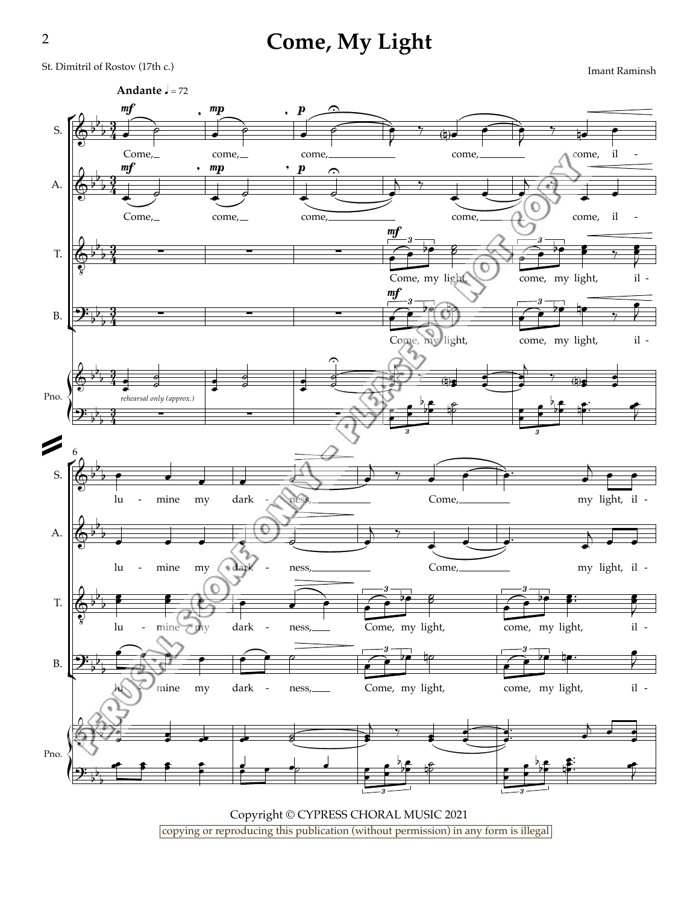# Come, My Light

St. Dimitril of Rostov (17th c.)

Imant Raminsh

Copyright © CYPRESS CHORAL MUSIC 2021

copying or reproducing this publication (without permission) in any form is illegal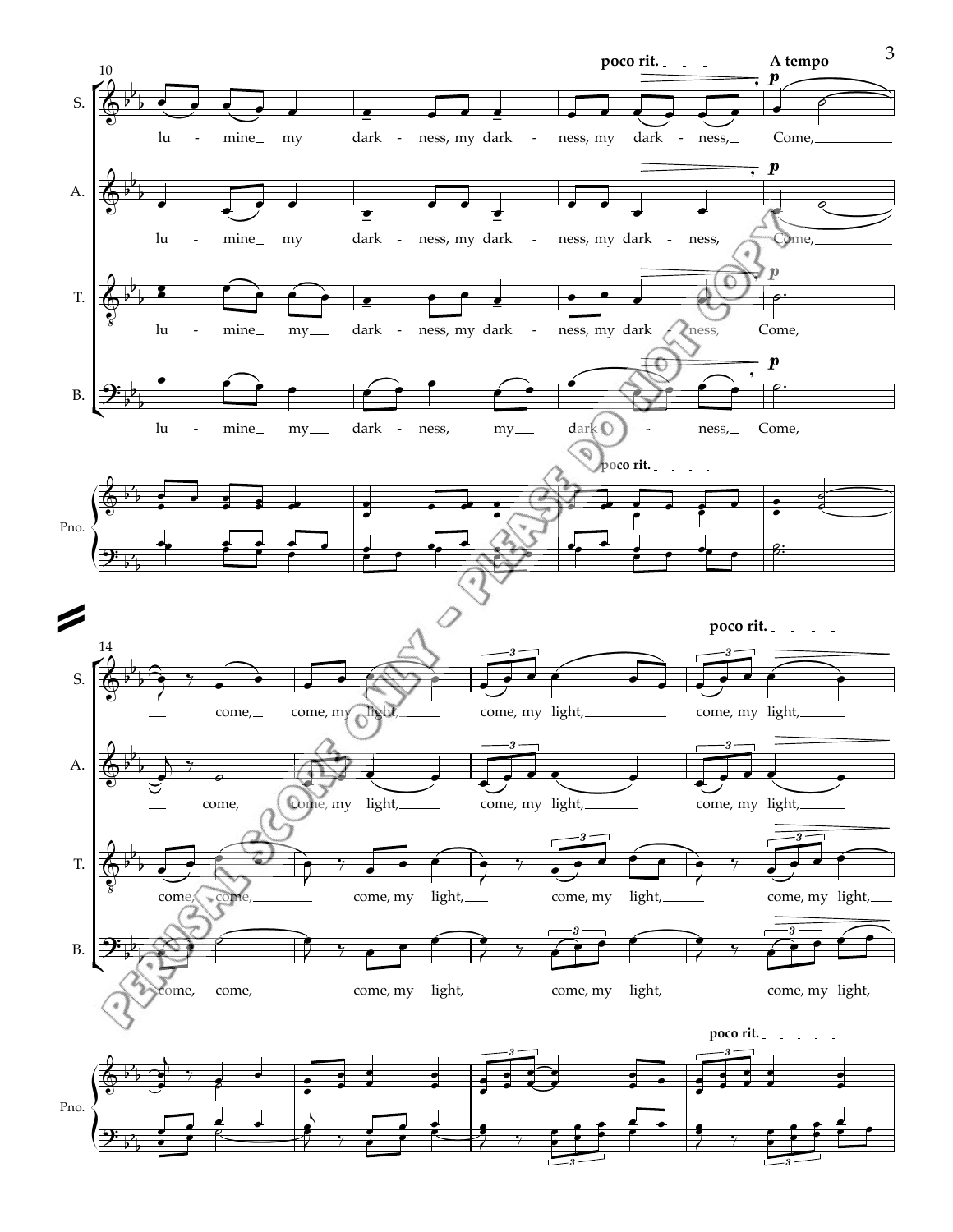poco rit. A tempo

S. lu - mine_ my dark - ness, my dark - ness, my dark - ness,_ Come,_

A. lu - mine_ my dark - ness, my dark - ness, my dark - ness, Come,_

T. lu - mine_ my_ dark - ness, my dark - ness, my dark - ness, Come,

B. lu - mine_ my_ dark - ness, my_ dark - ness,_ Come,

Pno. poco rit.

poco rit.

S. _ come,_ come, my light,_ come, my light,_ come, my light,_

A. _ come, come, my light,_ come, my light,_ come, my light,_

T. come, come,_ come, my light,_ come, my light,_ come, my light,_

B. come, come,_ come, my light,_ come, my light,_ come, my light,_

Pno. poco rit.

PERUSAL SCORE ONLY - PLEASE DO NOT COPY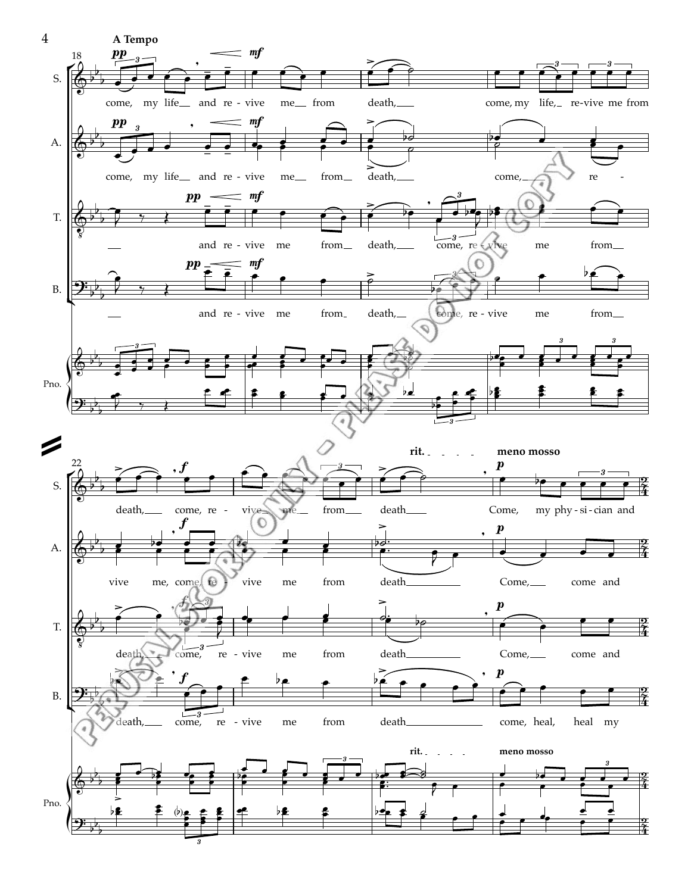**A Tempo**

come, my life and re - vive me from death, come, my life, re-vive me from

come, my life and re - vive me from death, come, re -

and re - vive me from death, come, re - vive me from

and re - vive me from death, come, re - vive me from

rit. meno mosso

death, come, re - vive me from death Come, my phy - si - cian and

vive me, come, re - vive me from death Come, come and

death come, re - vive me from death Come, come and

death, come, re - vive me from death come, heal, heal my

PERUSAL SCORE ONLY - PLEASE DO NOT COPY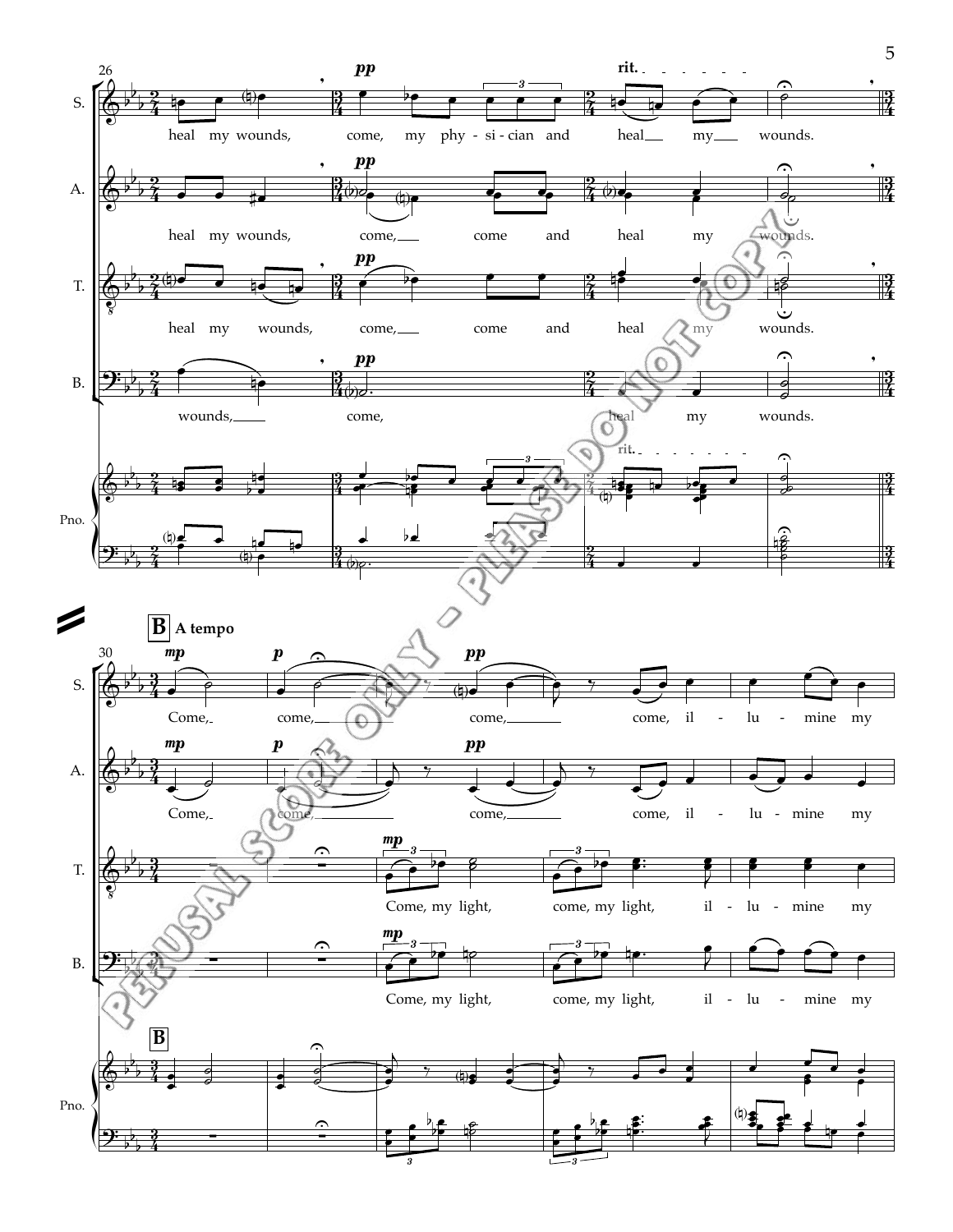26

S. heal my wounds, come, my phy - si - cian and heal my wounds.

A. heal my wounds, come, come and heal my wounds.

T. heal my wounds, come, come and heal my wounds.

B. wounds, come, heal my wounds.

*pp* *rit.*

Pno.

**B** A tempo

30

S. *mp* Come, *p* come, *pp* come, come, il - lu - mine my

A. *mp* Come, *p* come, *pp* come, come, il - lu - mine my

T. *mp* Come, my light, come, my light, il - lu - mine my

B. *mp* Come, my light, come, my light, il - lu - mine my

Pno.

PERUSAL SCORE ONLY - PLEASE DO NOT COPY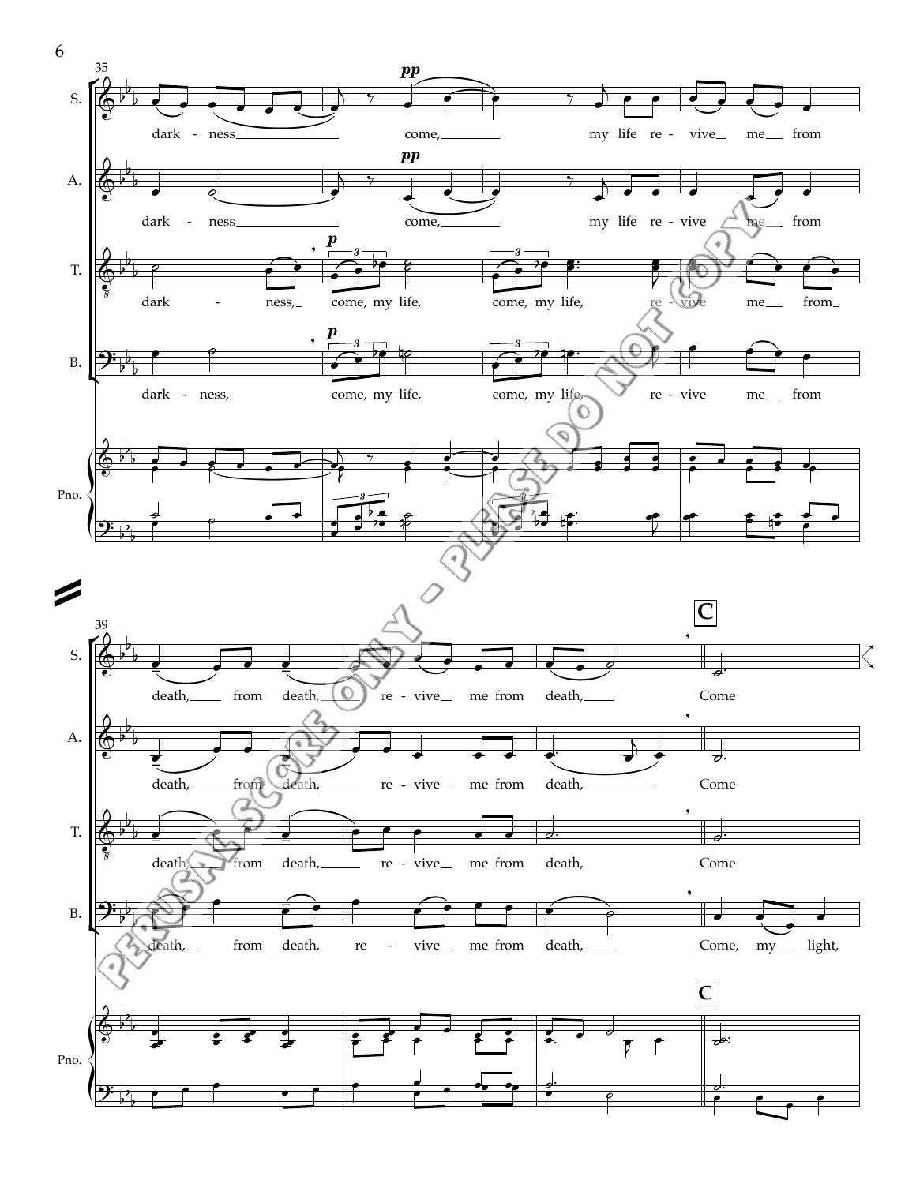35

S. dark - ness come, my life re - vive me from

A. dark - ness come, my life re - vive me from

T. dark - ness, come, my life, come, my life, re - vive me from

B. dark - ness, come, my life, come, my life, re - vive me from

Pno.

39 **C**

S. death, from death, re - vive me from death, Come

A. death, from death, re - vive me from death, Come

T. death, from death, re - vive me from death, Come

B. death, from death, re - vive me from death, Come, my light,

Pno.

PERUSAL SCORE ONLY - PLEASE DO NOT COPY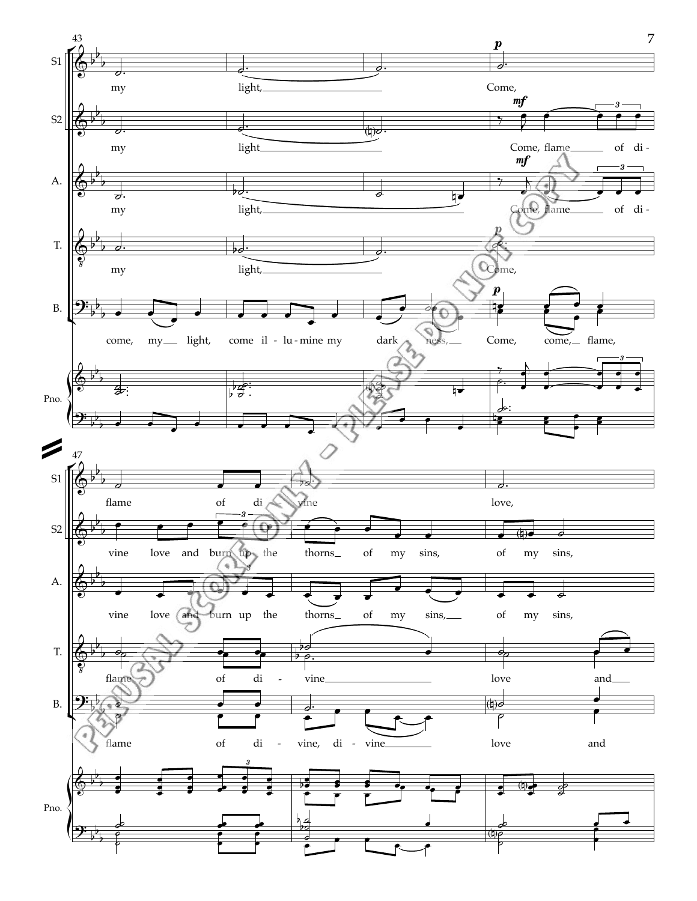**Measures 43–46**

S1: my light, Come,

S2: my light Come, flame of di-

A.: my light, Come, flame of di-

T.: my light, Come,

B.: come, my light, come il-lu-mine my dark-ness, Come, come, flame,

Pno.

**Measures 47–49**

S1: flame of di-vine love,

S2: vine love and burn up the thorns of my sins, of my sins,

A.: vine love and burn up the thorns of my sins, of my sins,

T.: flame of di-vine love and

B.: flame of di-vine, di-vine love and

Pno.

PERUSAL SCORE ONLY - PLEASE DO NOT COPY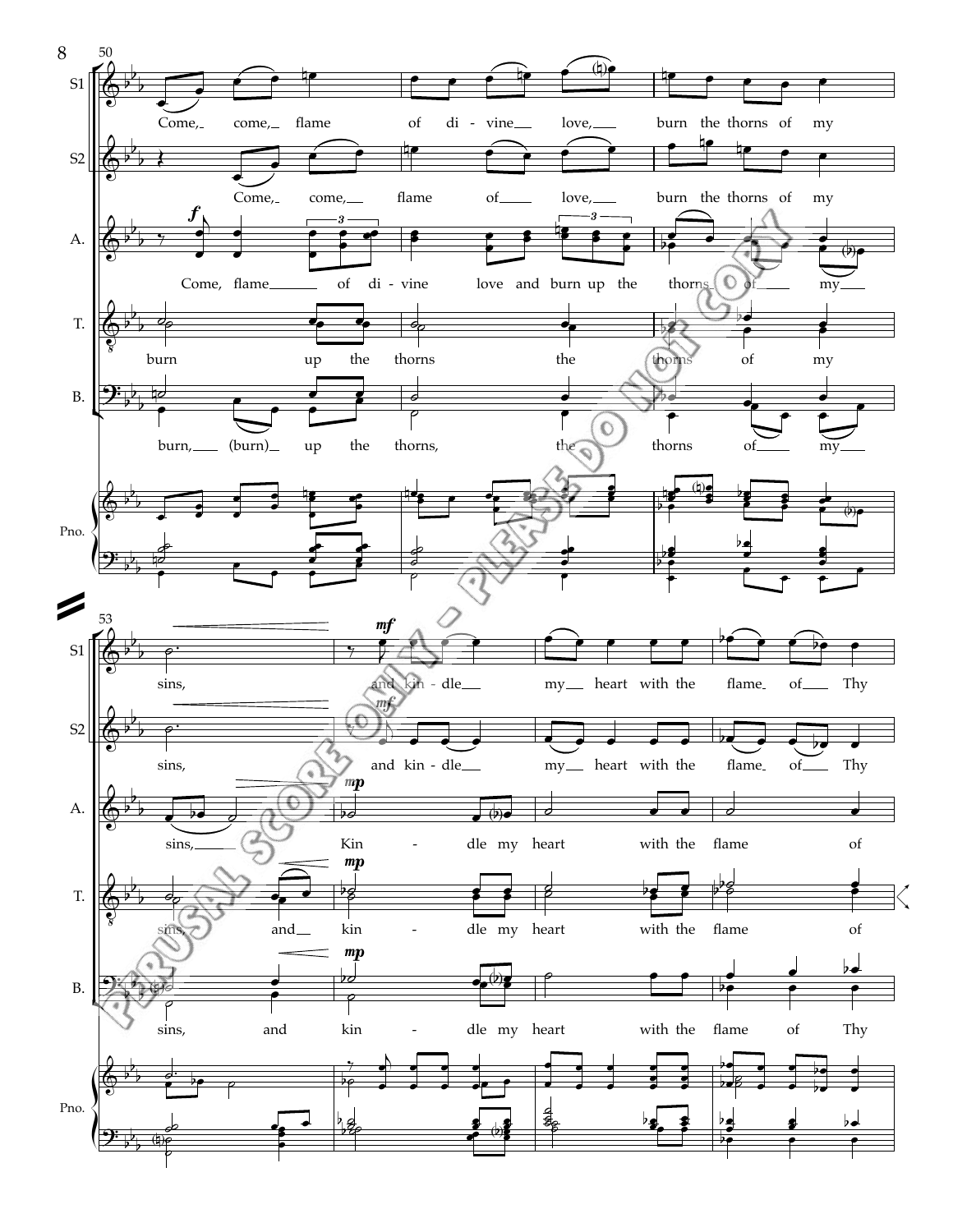50

S1: Come, come, flame of di - vine love, burn the thorns of my

S2: Come, come, flame of love, love, burn the thorns of my

A.: *f* Come, flame of di - vine love and burn up the thorns of my

T.: burn up the thorns the thorns of my

B.: burn, (burn) up the thorns, the thorns of my

Pno.

53

S1: sins, *mf* and kin - dle my heart with the flame of Thy

S2: sins, *mf* and kin - dle my heart with the flame of Thy

A.: sins, *mp* Kin - dle my heart with the flame of

T.: sins, and kin - dle my heart with the flame of

B.: sins, and *mp* kin - dle my heart with the flame of Thy

Pno.

PERUSAL SCORE ONLY - PLEASE DO NOT COPY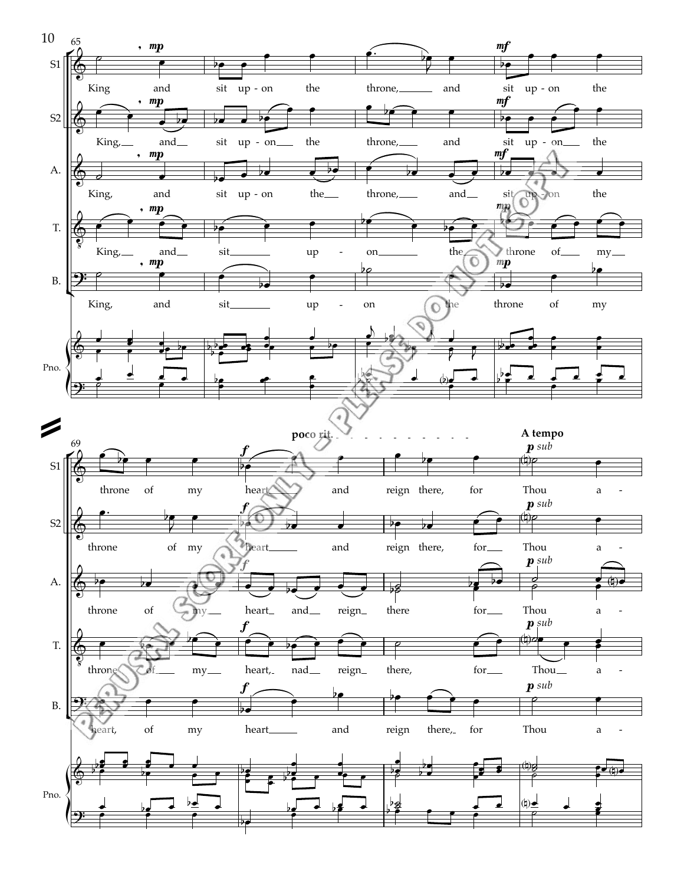65

**S1:** King and sit up-on the throne, and sit up-on the

**S2:** King, and sit up-on the throne, and sit up-on the

**A.:** King, and sit up-on the throne, and sit up-on the

**T.:** King, and sit up - on the throne of my

**B.:** King, and sit up - on the throne of my

*mp* *mf* *mp*

Pno.

69

poco rit. A tempo

**S1:** throne of my heart and reign there, for Thou a -

**S2:** throne of my heart and reign there, for Thou a -

**A.:** throne of my heart and reign there for Thou a -

**T.:** throne of my heart, nad reign there, for Thou a -

**B.:** heart, of my heart and reign there, for Thou a -

*f* *p sub*

Pno.

PERUSAL SCORE ONLY - PLEASE DO NOT COPY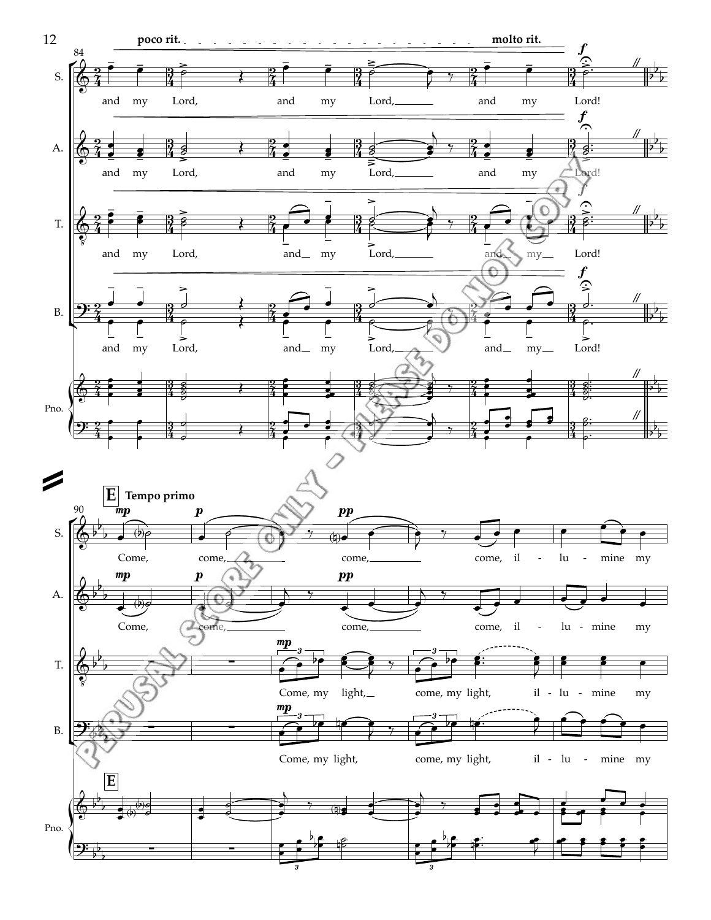poco rit. molto rit.

84

S. and my Lord, and my Lord, and my Lord!

A. and my Lord, and my Lord, and my Lord!

T. and my Lord, and my Lord, and my Lord!

B. and my Lord, and my Lord, and my Lord!

Pno.

E Tempo primo

90

S. Come, come, come, come, il - lu - mine my

A. Come, come, come, come, il - lu - mine my

T. Come, my light, come, my light, il - lu - mine my

B. Come, my light, come, my light, il - lu - mine my

Pno.

PERUSAL SCORE ONLY - PLEASE DO NOT COPY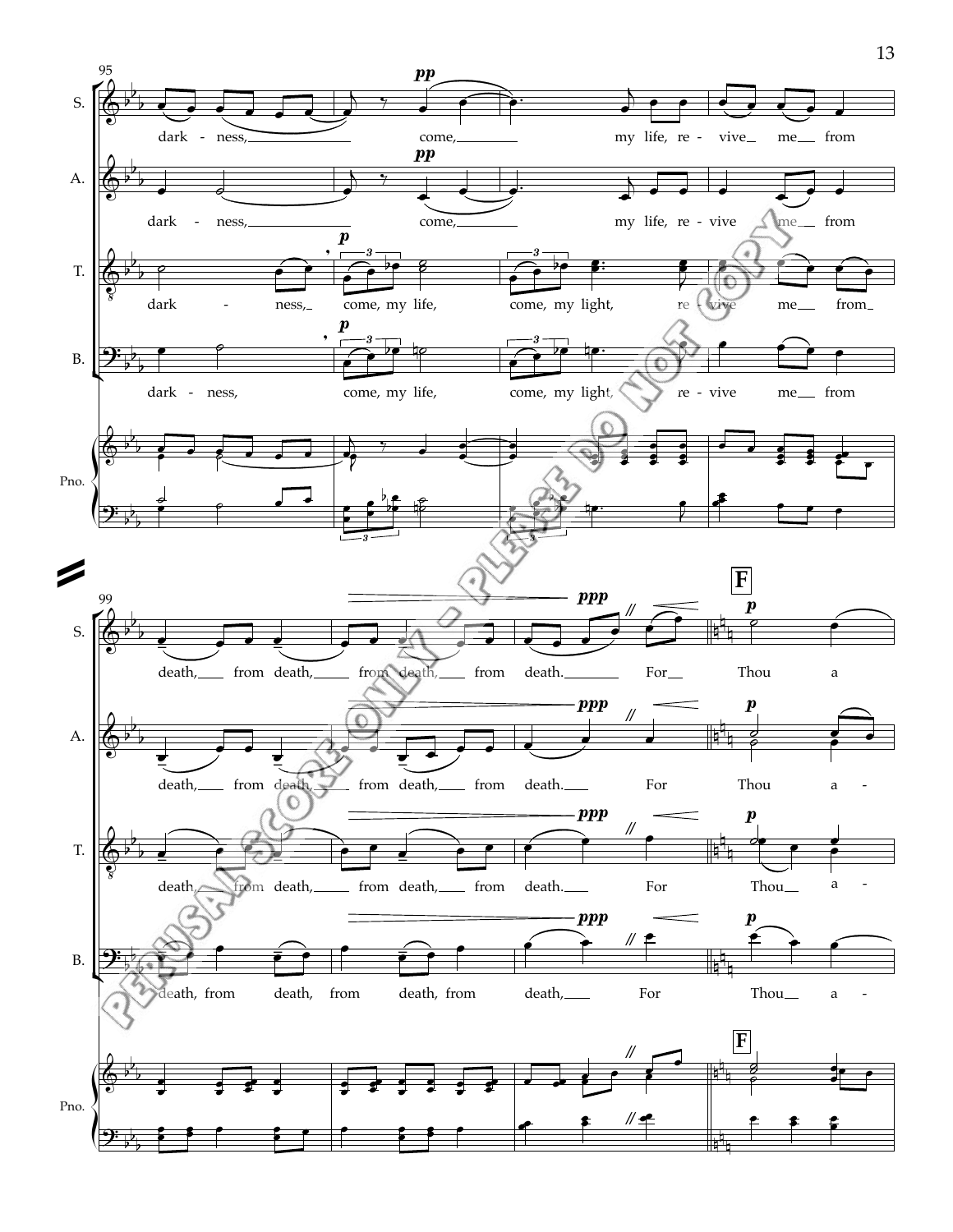95

S. dark - ness, come, my life, re - vive me from

A. dark - ness, come, my life, re - vive me from

T. dark - ness, come, my life, come, my light, re - vive me from

B. dark - ness, come, my life, come, my light, re - vive me from

Pno.

99

**F**

S. death, from death, from death, from death. For Thou a

A. death, from death, from death, from death. For Thou a -

T. death, from death, from death, from death. For Thou a -

B. death, from death, from death, from death, For Thou a -

Pno.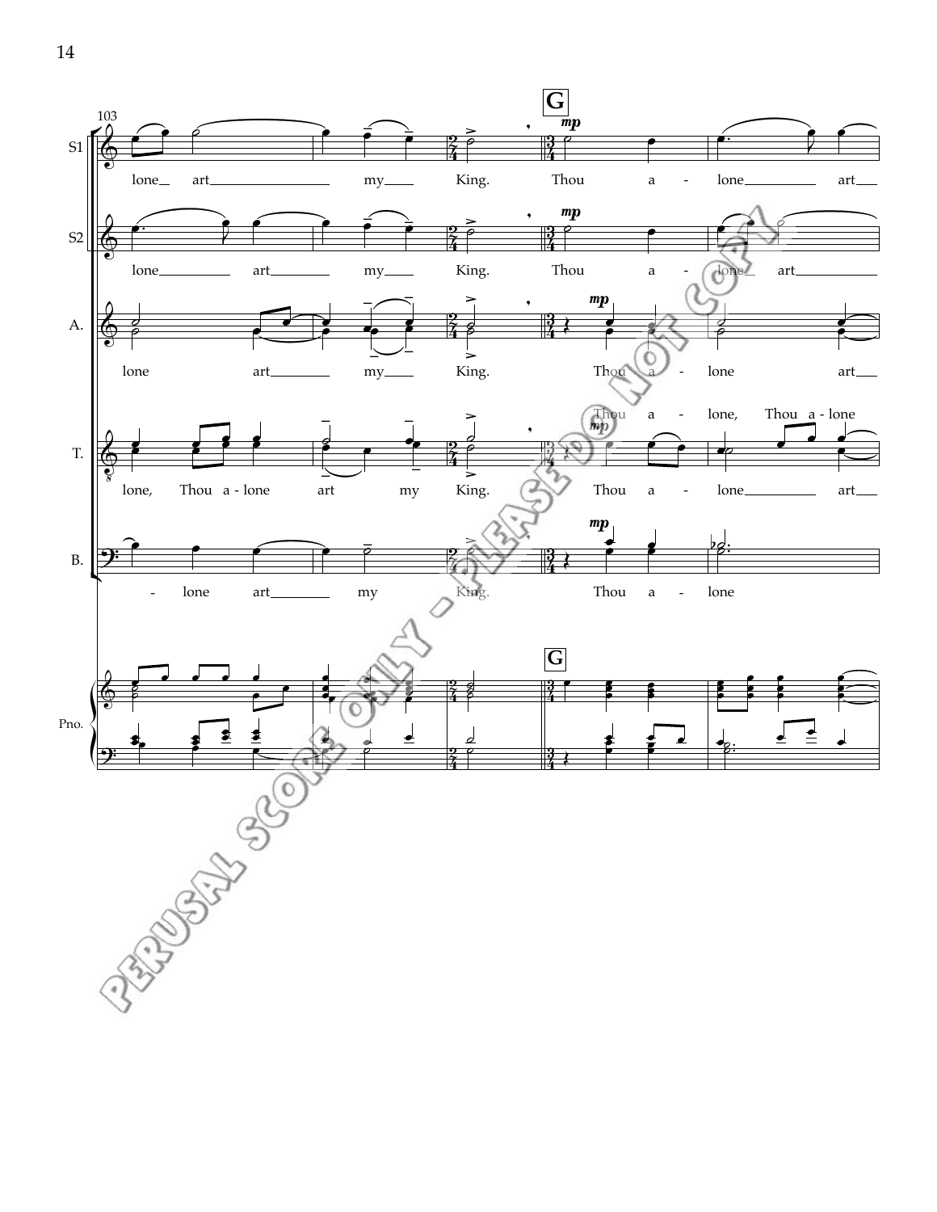103

**G**

*mp*

S1: lone art my King. Thou a - lone art

S2: lone art my King. Thou a - lone art

A.: lone art my King. Thou a - lone art

Thou a - lone, Thou a - lone

T.: lone, Thou a - lone art my King. Thou a - lone art

B.: - lone art my King. Thou a - lone

Pno.

PERUSAL SCORE ONLY - PLEASE DO NOT COPY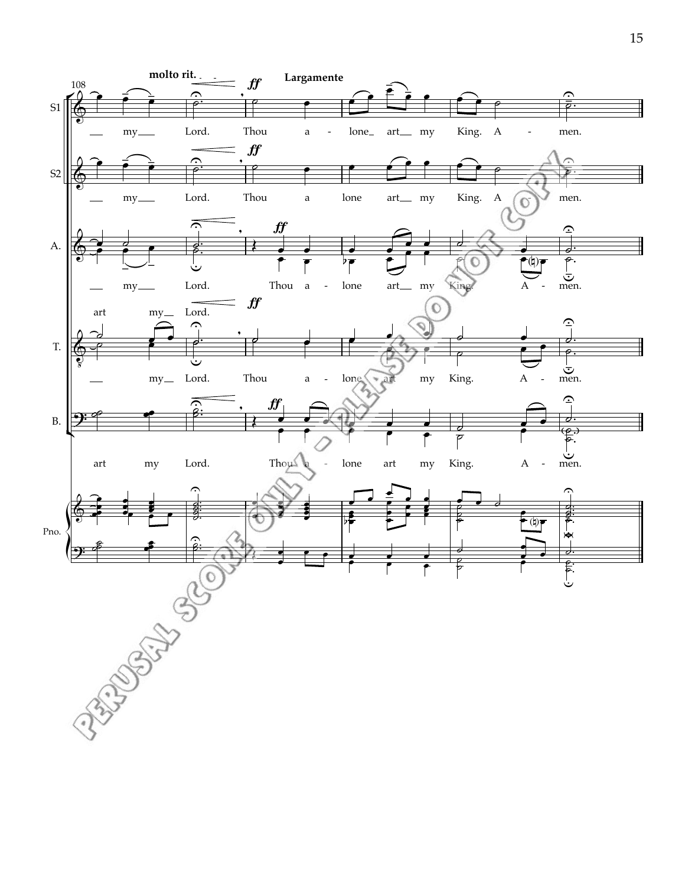108

molto rit.

*ff*

Largamente

S1

my Lord. Thou a - lone art my King. A - men.

S2

my Lord. Thou a lone art my King. A men.

A.

my Lord. Thou a - lone art my King. A - men.

art my Lord.

T.

my Lord. Thou a - lone art my King. A - men.

B.

art my Lord. Thou a - lone art my King. A - men.

Pno.

PERUSAL SCORE ONLY - PLEASE DO NOT COPY